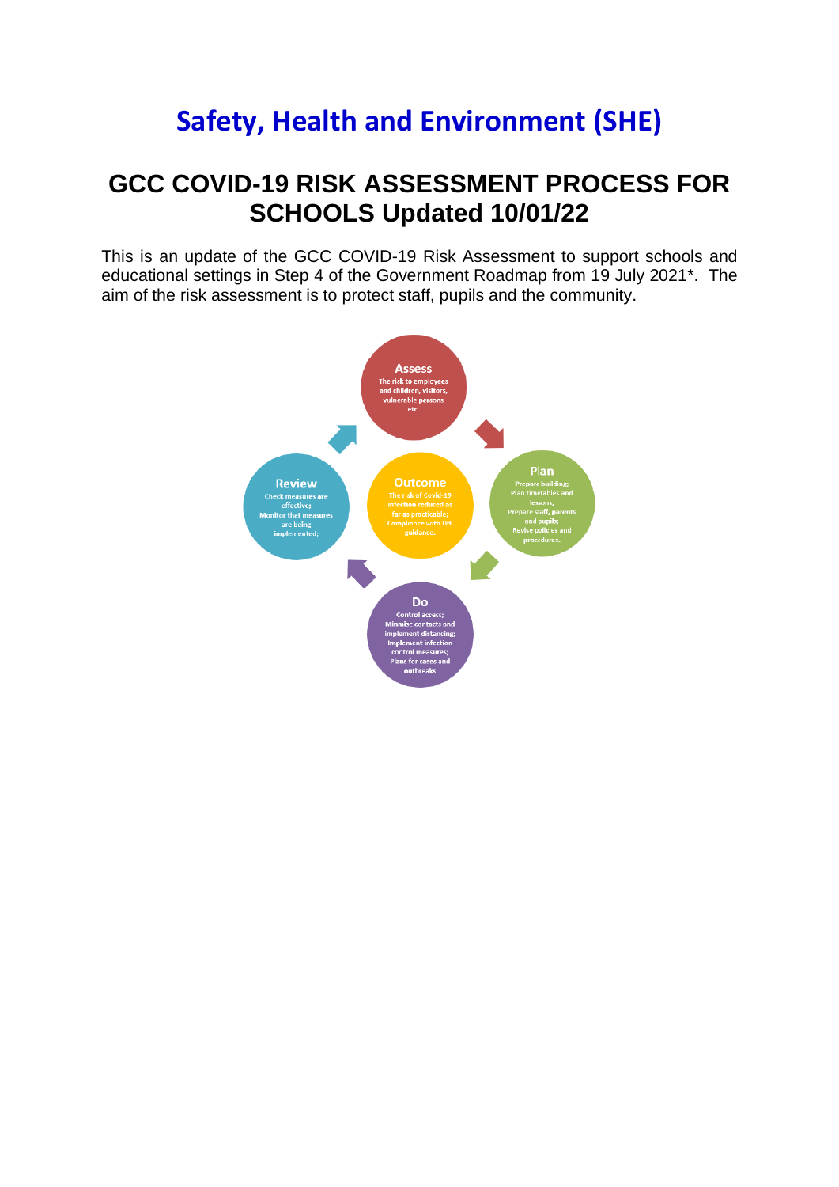# Safety, Health and Environment (SHE)

## GCC COVID-19 RISK ASSESSMENT PROCESS FOR SCHOOLS Updated 10/01/22

This is an update of the GCC COVID-19 Risk Assessment to support schools and educational settings in Step 4 of the Government Roadmap from 19 July 2021*. The aim of the risk assessment is to protect staff, pupils and the community.

**Assess**
The risk to employees and children, visitors, vulnerable persons etc.

**Plan**
Prepare building; Plan timetables and lessons; Prepare staff, parents and pupils; Revise policies and procedures.

**Do**
Control access; Minimise contacts and implement distancing; Implement infection control measures; Plans for cases and outbreaks

**Review**
Check measures are effective; Monitor that measures are being implemented;

**Outcome**
The risk of Covid-19 infection reduced as far as practicable; Compliance with DfE guidance.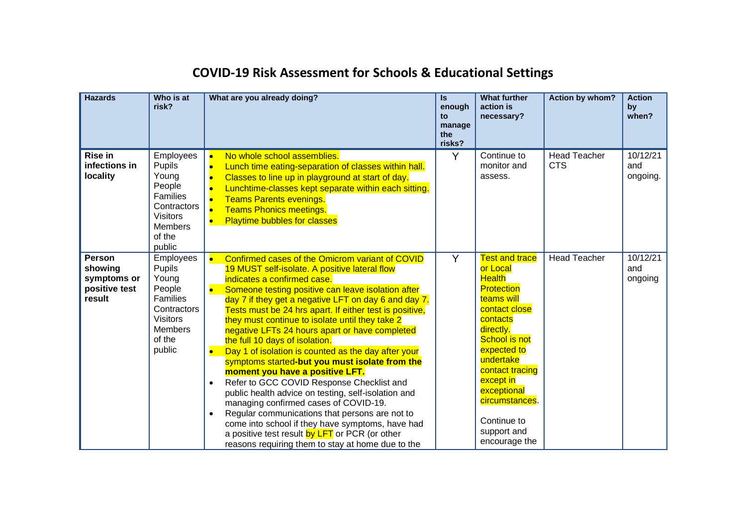# COVID-19 Risk Assessment for Schools & Educational Settings

| Hazards | Who is at risk? | What are you already doing? | Is enough to manage the risks? | What further action is necessary? | Action by whom? | Action by when? |
|---|---|---|---|---|---|---|
| **Rise in infections in locality** | Employees<br>Pupils<br>Young People<br>Families<br>Contractors<br>Visitors<br>Members of the public | • No whole school assemblies.<br>• Lunch time eating-separation of classes within hall.<br>• Classes to line up in playground at start of day.<br>• Lunchtime-classes kept separate within each sitting.<br>• Teams Parents evenings.<br>• Teams Phonics meetings.<br>• Playtime bubbles for classes | Y | Continue to monitor and assess. | Head Teacher<br>CTS | 10/12/21 and ongoing. |
| **Person showing symptoms or positive test result** | Employees<br>Pupils<br>Young People<br>Families<br>Contractors<br>Visitors<br>Members of the public | • Confirmed cases of the Omicrom variant of COVID 19 MUST self-isolate. A positive lateral flow indicates a confirmed case.<br>• Someone testing positive can leave isolation after day 7 if they get a negative LFT on day 6 and day 7. Tests must be 24 hrs apart. If either test is positive, they must continue to isolate until they take 2 negative LFTs 24 hours apart or have completed the full 10 days of isolation.<br>• Day 1 of isolation is counted as the day after your symptoms started-**but you must isolate from the moment you have a positive LFT.**<br>• Refer to GCC COVID Response Checklist and public health advice on testing, self-isolation and managing confirmed cases of COVID-19.<br>• Regular communications that persons are not to come into school if they have symptoms, have had a positive test result by LFT or PCR (or other reasons requiring them to stay at home due to the | Y | Test and trace or Local Health Protection teams will contact close contacts directly.<br>School is not expected to undertake contact tracing except in exceptional circumstances.<br><br>Continue to support and encourage the | Head Teacher | 10/12/21 and ongoing |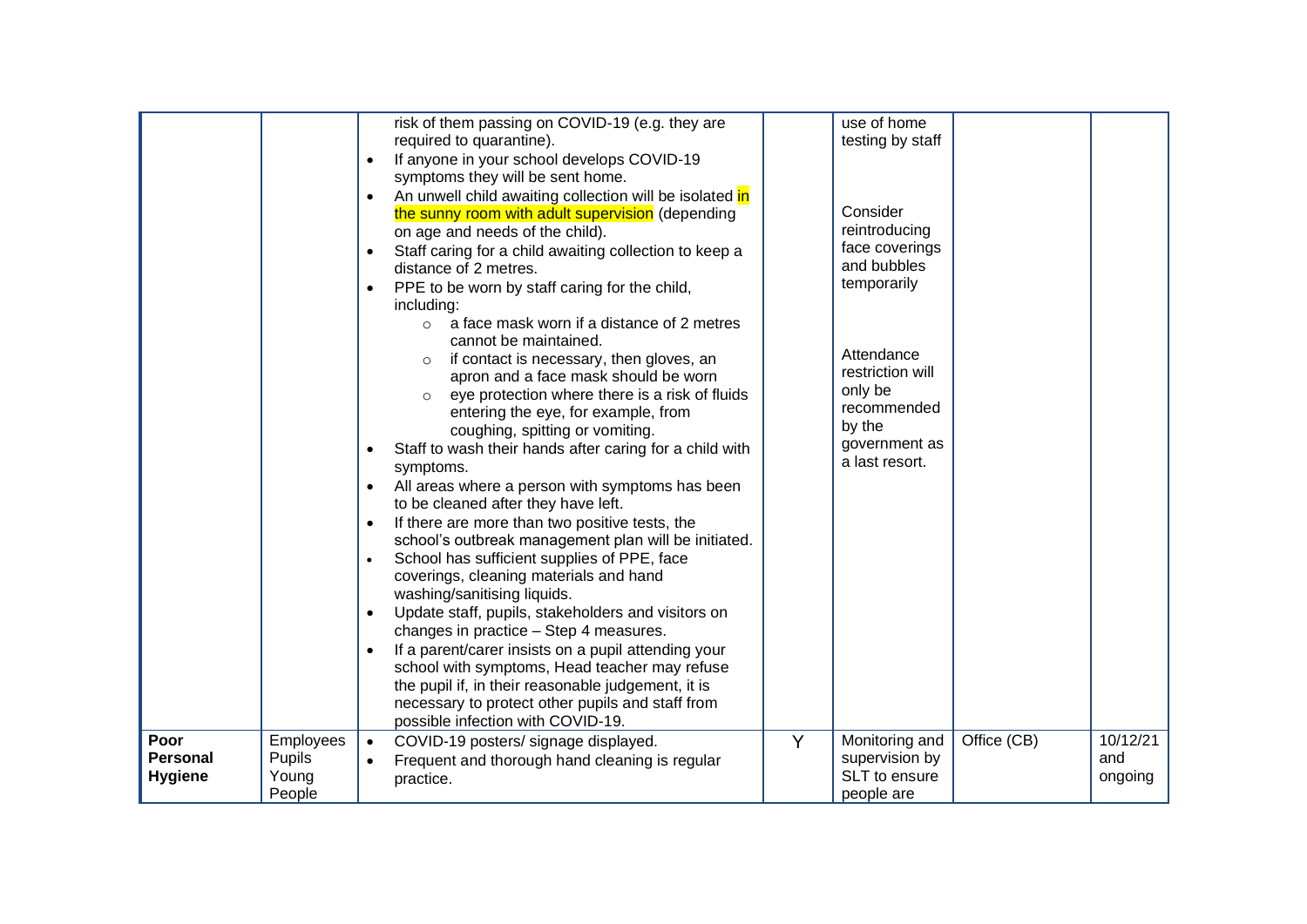| | | | | | | |
|---|---|---|---|---|---|---|
| | | risk of them passing on COVID-19 (e.g. they are required to quarantine).<br>• If anyone in your school develops COVID-19 symptoms they will be sent home.<br>• An unwell child awaiting collection will be isolated in the sunny room with adult supervision (depending on age and needs of the child).<br>• Staff caring for a child awaiting collection to keep a distance of 2 metres.<br>• PPE to be worn by staff caring for the child, including:<br>  ○ a face mask worn if a distance of 2 metres cannot be maintained.<br>  ○ if contact is necessary, then gloves, an apron and a face mask should be worn<br>  ○ eye protection where there is a risk of fluids entering the eye, for example, from coughing, spitting or vomiting.<br>• Staff to wash their hands after caring for a child with symptoms.<br>• All areas where a person with symptoms has been to be cleaned after they have left.<br>• If there are more than two positive tests, the school's outbreak management plan will be initiated.<br>• School has sufficient supplies of PPE, face coverings, cleaning materials and hand washing/sanitising liquids.<br>• Update staff, pupils, stakeholders and visitors on changes in practice – Step 4 measures.<br>• If a parent/carer insists on a pupil attending your school with symptoms, Head teacher may refuse the pupil if, in their reasonable judgement, it is necessary to protect other pupils and staff from possible infection with COVID-19. | | use of home testing by staff<br><br>Consider reintroducing face coverings and bubbles temporarily<br><br>Attendance restriction will only be recommended by the government as a last resort. | | |
| **Poor Personal Hygiene** | Employees<br>Pupils<br>Young People | • COVID-19 posters/ signage displayed.<br>• Frequent and thorough hand cleaning is regular practice. | Y | Monitoring and supervision by SLT to ensure people are | Office (CB) | 10/12/21 and ongoing |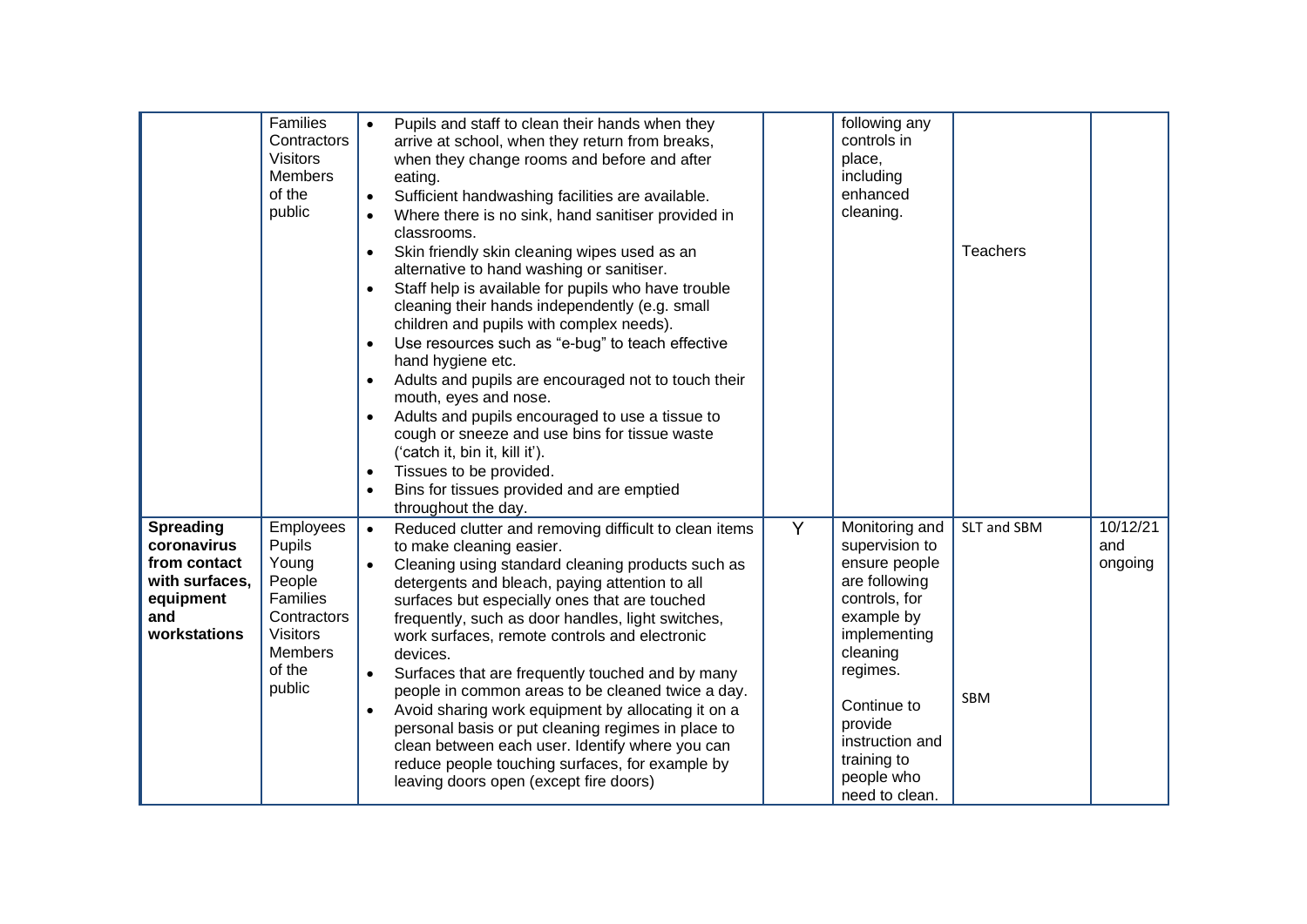| | | | | | | |
|---|---|---|---|---|---|---|
| | Families<br>Contractors<br>Visitors<br>Members of the public | • Pupils and staff to clean their hands when they arrive at school, when they return from breaks, when they change rooms and before and after eating.<br>• Sufficient handwashing facilities are available.<br>• Where there is no sink, hand sanitiser provided in classrooms.<br>• Skin friendly skin cleaning wipes used as an alternative to hand washing or sanitiser.<br>• Staff help is available for pupils who have trouble cleaning their hands independently (e.g. small children and pupils with complex needs).<br>• Use resources such as "e-bug" to teach effective hand hygiene etc.<br>• Adults and pupils are encouraged not to touch their mouth, eyes and nose.<br>• Adults and pupils encouraged to use a tissue to cough or sneeze and use bins for tissue waste ('catch it, bin it, kill it').<br>• Tissues to be provided.<br>• Bins for tissues provided and are emptied throughout the day. | | following any controls in place, including enhanced cleaning. | Teachers | |
| **Spreading coronavirus from contact with surfaces, equipment and workstations** | Employees<br>Pupils<br>Young People<br>Families<br>Contractors<br>Visitors<br>Members of the public | • Reduced clutter and removing difficult to clean items to make cleaning easier.<br>• Cleaning using standard cleaning products such as detergents and bleach, paying attention to all surfaces but especially ones that are touched frequently, such as door handles, light switches, work surfaces, remote controls and electronic devices.<br>• Surfaces that are frequently touched and by many people in common areas to be cleaned twice a day.<br>• Avoid sharing work equipment by allocating it on a personal basis or put cleaning regimes in place to clean between each user. Identify where you can reduce people touching surfaces, for example by leaving doors open (except fire doors) | Y | Monitoring and supervision to ensure people are following controls, for example by implementing cleaning regimes.<br><br>Continue to provide instruction and training to people who need to clean. | SLT and SBM<br><br>SBM | 10/12/21 and ongoing |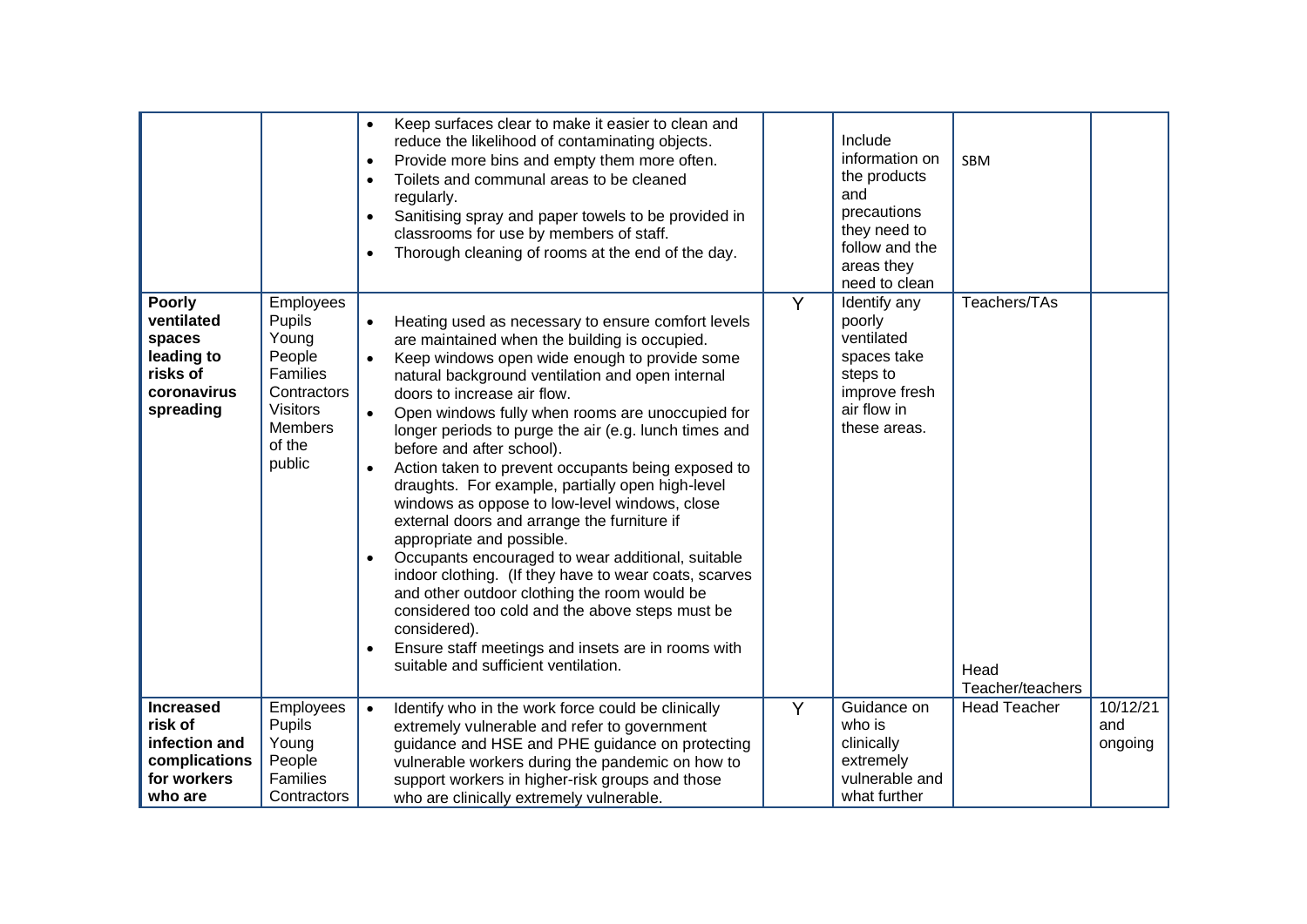| | | | | | | |
|---|---|---|---|---|---|---|
| | | • Keep surfaces clear to make it easier to clean and reduce the likelihood of contaminating objects.<br>• Provide more bins and empty them more often.<br>• Toilets and communal areas to be cleaned regularly.<br>• Sanitising spray and paper towels to be provided in classrooms for use by members of staff.<br>• Thorough cleaning of rooms at the end of the day. | | Include information on the products and precautions they need to follow and the areas they need to clean | SBM | |
| **Poorly ventilated spaces leading to risks of coronavirus spreading** | Employees<br>Pupils<br>Young People<br>Families<br>Contractors<br>Visitors<br>Members of the public | • Heating used as necessary to ensure comfort levels are maintained when the building is occupied.<br>• Keep windows open wide enough to provide some natural background ventilation and open internal doors to increase air flow.<br>• Open windows fully when rooms are unoccupied for longer periods to purge the air (e.g. lunch times and before and after school).<br>• Action taken to prevent occupants being exposed to draughts. For example, partially open high-level windows as oppose to low-level windows, close external doors and arrange the furniture if appropriate and possible.<br>• Occupants encouraged to wear additional, suitable indoor clothing. (If they have to wear coats, scarves and other outdoor clothing the room would be considered too cold and the above steps must be considered).<br>• Ensure staff meetings and insets are in rooms with suitable and sufficient ventilation. | Y | Identify any poorly ventilated spaces take steps to improve fresh air flow in these areas. | Teachers/TAs<br><br>Head Teacher/teachers | |
| **Increased risk of infection and complications for workers who are** | Employees<br>Pupils<br>Young People<br>Families<br>Contractors | • Identify who in the work force could be clinically extremely vulnerable and refer to government guidance and HSE and PHE guidance on protecting vulnerable workers during the pandemic on how to support workers in higher-risk groups and those who are clinically extremely vulnerable. | Y | Guidance on who is clinically extremely vulnerable and what further | Head Teacher | 10/12/21 and ongoing |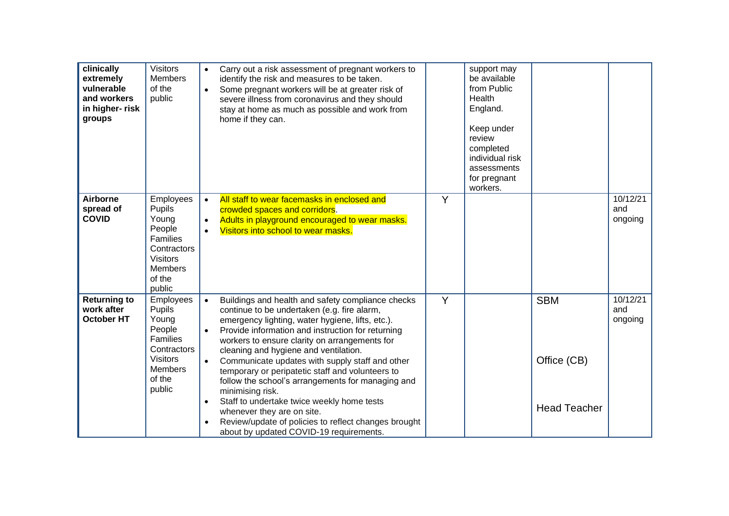| | | | | | | |
|---|---|---|---|---|---|---|
| **clinically extremely vulnerable and workers in higher- risk groups** | Visitors Members of the public | • Carry out a risk assessment of pregnant workers to identify the risk and measures to be taken.<br>• Some pregnant workers will be at greater risk of severe illness from coronavirus and they should stay at home as much as possible and work from home if they can. | | support may be available from Public Health England.<br><br>Keep under review completed individual risk assessments for pregnant workers. | | |
| **Airborne spread of COVID** | Employees Pupils Young People Families Contractors Visitors Members of the public | • All staff to wear facemasks in enclosed and crowded spaces and corridors.<br>• Adults in playground encouraged to wear masks.<br>• Visitors into school to wear masks. | Y | | | 10/12/21 and ongoing |
| **Returning to work after October HT** | Employees Pupils Young People Families Contractors Visitors Members of the public | • Buildings and health and safety compliance checks continue to be undertaken (e.g. fire alarm, emergency lighting, water hygiene, lifts, etc.).<br>• Provide information and instruction for returning workers to ensure clarity on arrangements for cleaning and hygiene and ventilation.<br>• Communicate updates with supply staff and other temporary or peripatetic staff and volunteers to follow the school's arrangements for managing and minimising risk.<br>• Staff to undertake twice weekly home tests whenever they are on site.<br>• Review/update of policies to reflect changes brought about by updated COVID-19 requirements. | Y | | SBM<br><br>Office (CB)<br><br>Head Teacher | 10/12/21 and ongoing |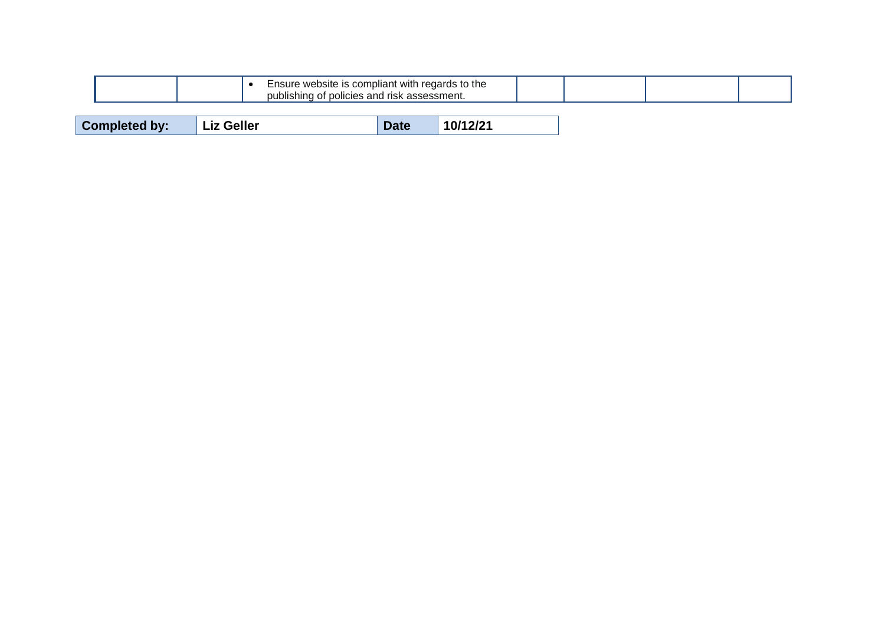| | | | | | | |
|---|---|---|---|---|---|---|
| | | • Ensure website is compliant with regards to the publishing of policies and risk assessment. | | | | |

| Completed by: | Liz Geller | Date | 10/12/21 |
|---|---|---|---|